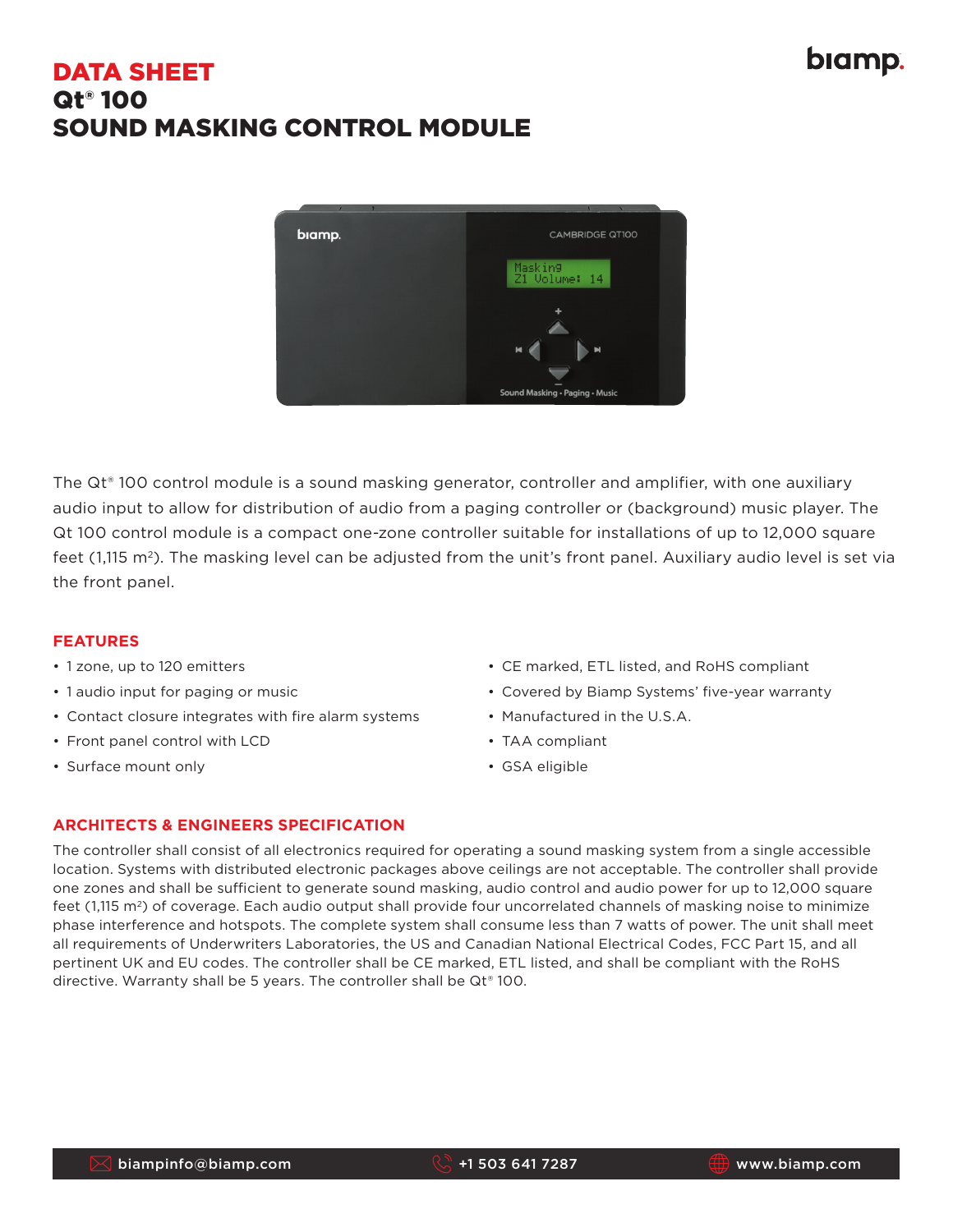# DATA SHEET
# Qt® 100
# SOUND MASKING CONTROL MODULE

The Qt® 100 control module is a sound masking generator, controller and amplifier, with one auxiliary audio input to allow for distribution of audio from a paging controller or (background) music player. The Qt 100 control module is a compact one-zone controller suitable for installations of up to 12,000 square feet (1,115 $m^2$). The masking level can be adjusted from the unit's front panel. Auxiliary audio level is set via the front panel.

## FEATURES

- 1 zone, up to 120 emitters
- 1 audio input for paging or music
- Contact closure integrates with fire alarm systems
- Front panel control with LCD
- Surface mount only
- CE marked, ETL listed, and RoHS compliant
- Covered by Biamp Systems' five-year warranty
- Manufactured in the U.S.A.
- TAA compliant
- GSA eligible

## ARCHITECTS & ENGINEERS SPECIFICATION

The controller shall consist of all electronics required for operating a sound masking system from a single accessible location. Systems with distributed electronic packages above ceilings are not acceptable. The controller shall provide one zones and shall be sufficient to generate sound masking, audio control and audio power for up to 12,000 square feet (1,115 $m^2$) of coverage. Each audio output shall provide four uncorrelated channels of masking noise to minimize phase interference and hotspots. The complete system shall consume less than 7 watts of power. The unit shall meet all requirements of Underwriters Laboratories, the US and Canadian National Electrical Codes, FCC Part 15, and all pertinent UK and EU codes. The controller shall be CE marked, ETL listed, and shall be compliant with the RoHS directive. Warranty shall be 5 years. The controller shall be Qt® 100.

biampinfo@biamp.com | +1 503 641 7287 | www.biamp.com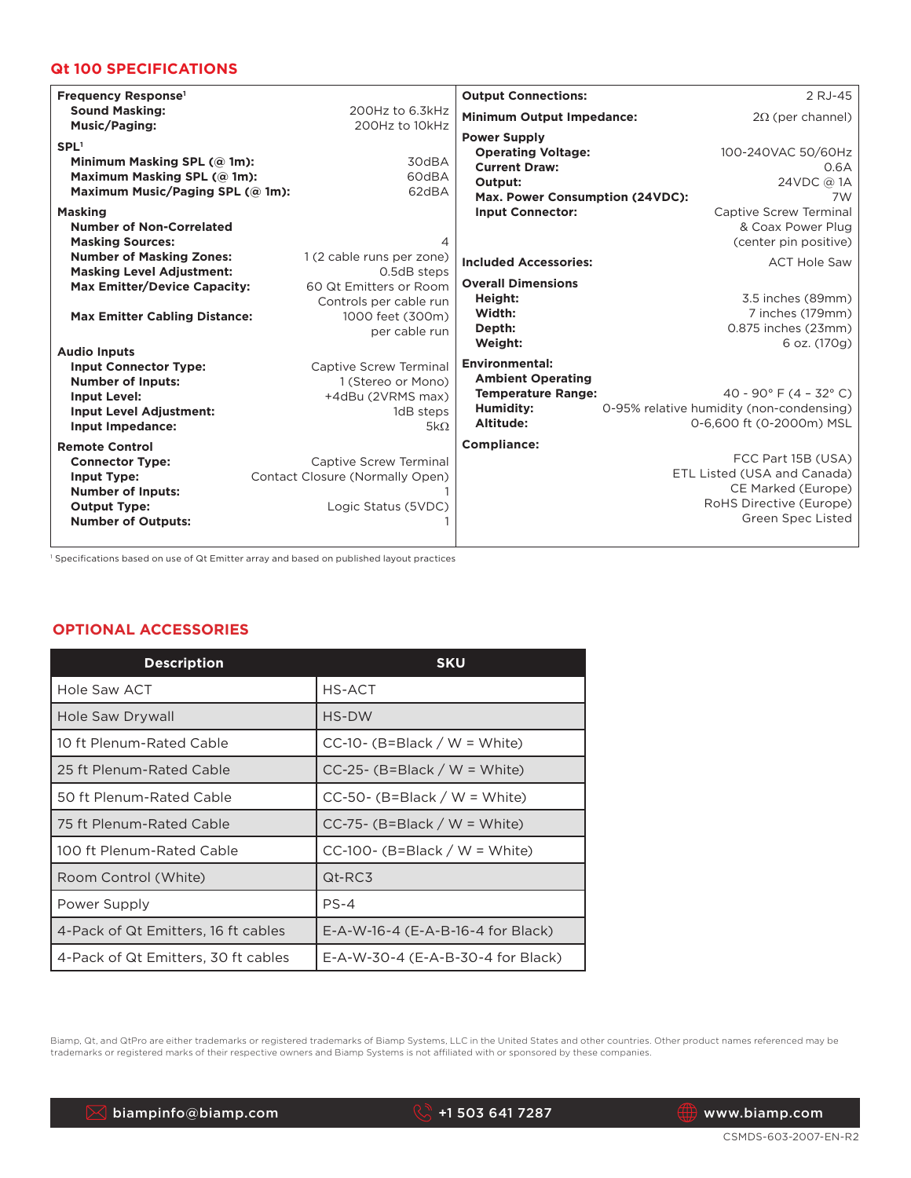## Qt 100 SPECIFICATIONS

| | |
|---|---|
| **Frequency Response**[1] | |
| **Sound Masking:** | 200Hz to 6.3kHz |
| **Music/Paging:** | 200Hz to 10kHz |
| **SPL**[1] | |
| **Minimum Masking SPL (@ 1m):** | 30dBA |
| **Maximum Masking SPL (@ 1m):** | 60dBA |
| **Maximum Music/Paging SPL (@ 1m):** | 62dBA |
| **Masking** | |
| **Number of Non-Correlated Masking Sources:** | 4 |
| **Number of Masking Zones:** | 1 (2 cable runs per zone) |
| **Masking Level Adjustment:** | 0.5dB steps |
| **Max Emitter/Device Capacity:** | 60 Qt Emitters or Room Controls per cable run |
| **Max Emitter Cabling Distance:** | 1000 feet (300m) per cable run |
| **Audio Inputs** | |
| **Input Connector Type:** | Captive Screw Terminal |
| **Number of Inputs:** | 1 (Stereo or Mono) |
| **Input Level:** | +4dBu (2VRMS max) |
| **Input Level Adjustment:** | 1dB steps |
| **Input Impedance:** | 5kΩ |
| **Remote Control** | |
| **Connector Type:** | Captive Screw Terminal |
| **Input Type:** | Contact Closure (Normally Open) |
| **Number of Inputs:** | 1 |
| **Output Type:** | Logic Status (5VDC) |
| **Number of Outputs:** | 1 |
| **Output Connections:** | 2 RJ-45 |
| **Minimum Output Impedance:** | 2Ω (per channel) |
| **Power Supply** | |
| **Operating Voltage:** | 100-240VAC 50/60Hz |
| **Current Draw:** | 0.6A |
| **Output:** | 24VDC @ 1A |
| **Max. Power Consumption (24VDC):** | 7W |
| **Input Connector:** | Captive Screw Terminal & Coax Power Plug (center pin positive) |
| **Included Accessories:** | ACT Hole Saw |
| **Overall Dimensions** | |
| **Height:** | 3.5 inches (89mm) |
| **Width:** | 7 inches (179mm) |
| **Depth:** | 0.875 inches (23mm) |
| **Weight:** | 6 oz. (170g) |
| **Environmental:** | |
| **Ambient Operating Temperature Range:** | 40 - 90° F (4 – 32° C) |
| **Humidity:** | 0-95% relative humidity (non-condensing) |
| **Altitude:** | 0-6,600 ft (0-2000m) MSL |
| **Compliance:** | FCC Part 15B (USA)<br>ETL Listed (USA and Canada)<br>CE Marked (Europe)<br>RoHS Directive (Europe)<br>Green Spec Listed |

[1] Specifications based on use of Qt Emitter array and based on published layout practices

## OPTIONAL ACCESSORIES

| Description | SKU |
|---|---|
| Hole Saw ACT | HS-ACT |
| Hole Saw Drywall | HS-DW |
| 10 ft Plenum-Rated Cable | CC-10- (B=Black / W = White) |
| 25 ft Plenum-Rated Cable | CC-25- (B=Black / W = White) |
| 50 ft Plenum-Rated Cable | CC-50- (B=Black / W = White) |
| 75 ft Plenum-Rated Cable | CC-75- (B=Black / W = White) |
| 100 ft Plenum-Rated Cable | CC-100- (B=Black / W = White) |
| Room Control (White) | Qt-RC3 |
| Power Supply | PS-4 |
| 4-Pack of Qt Emitters, 16 ft cables | E-A-W-16-4 (E-A-B-16-4 for Black) |
| 4-Pack of Qt Emitters, 30 ft cables | E-A-W-30-4 (E-A-B-30-4 for Black) |

Biamp, Qt, and QtPro are either trademarks or registered trademarks of Biamp Systems, LLC in the United States and other countries. Other product names referenced may be trademarks or registered marks of their respective owners and Biamp Systems is not affiliated with or sponsored by these companies.

biampinfo@biamp.com | +1 503 641 7287 | www.biamp.com

CSMDS-603-2007-EN-R2